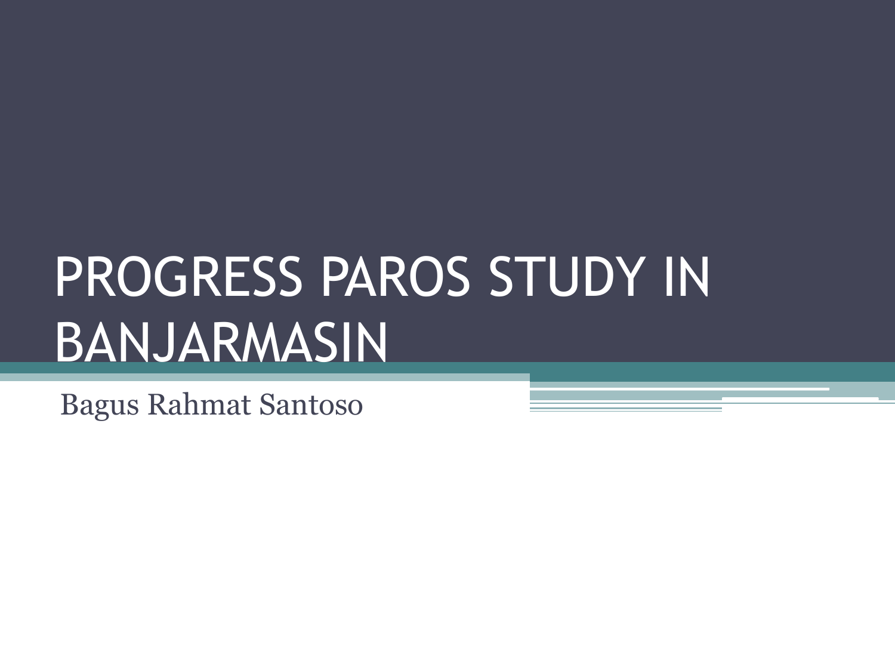# PROGRESS PAROS STUDY IN BANJARMASIN

Bagus Rahmat Santoso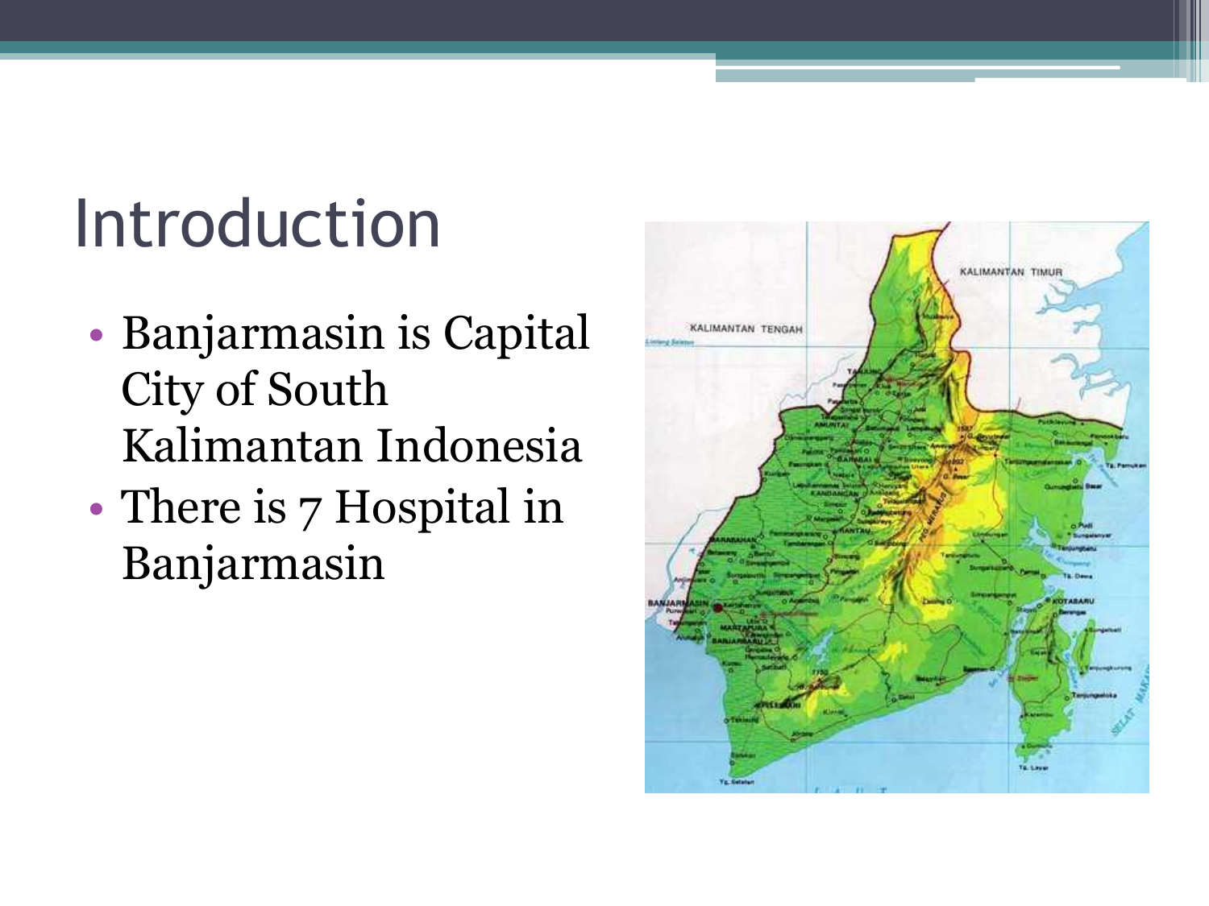# Introduction

- Banjarmasin is Capital City of South Kalimantan Indonesia
- There is 7 Hospital in Banjarmasin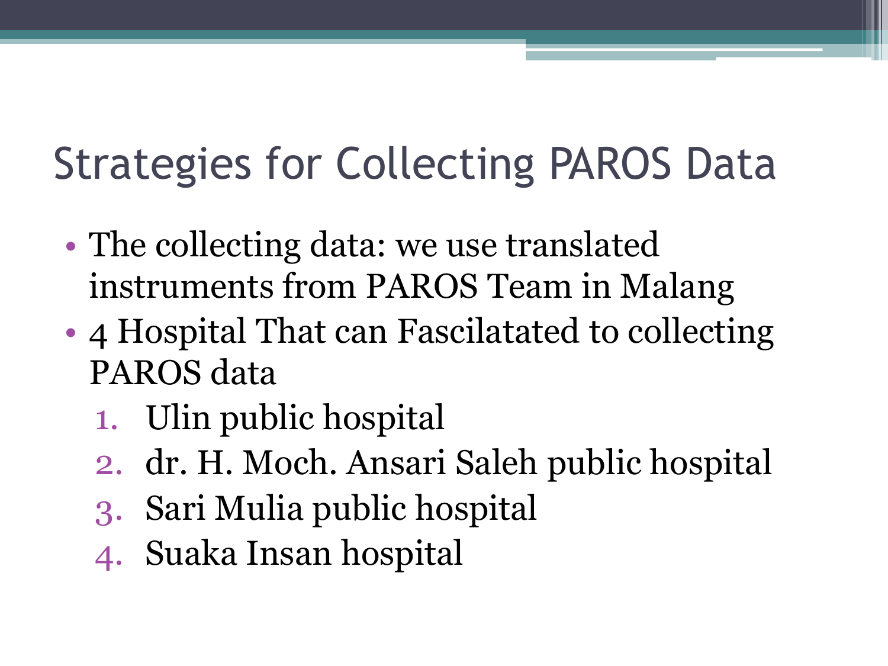# Strategies for Collecting PAROS Data

- The collecting data: we use translated instruments from PAROS Team in Malang
- 4 Hospital That can Fascilatated to collecting PAROS data
  1. Ulin public hospital
  2. dr. H. Moch. Ansari Saleh public hospital
  3. Sari Mulia public hospital
  4. Suaka Insan hospital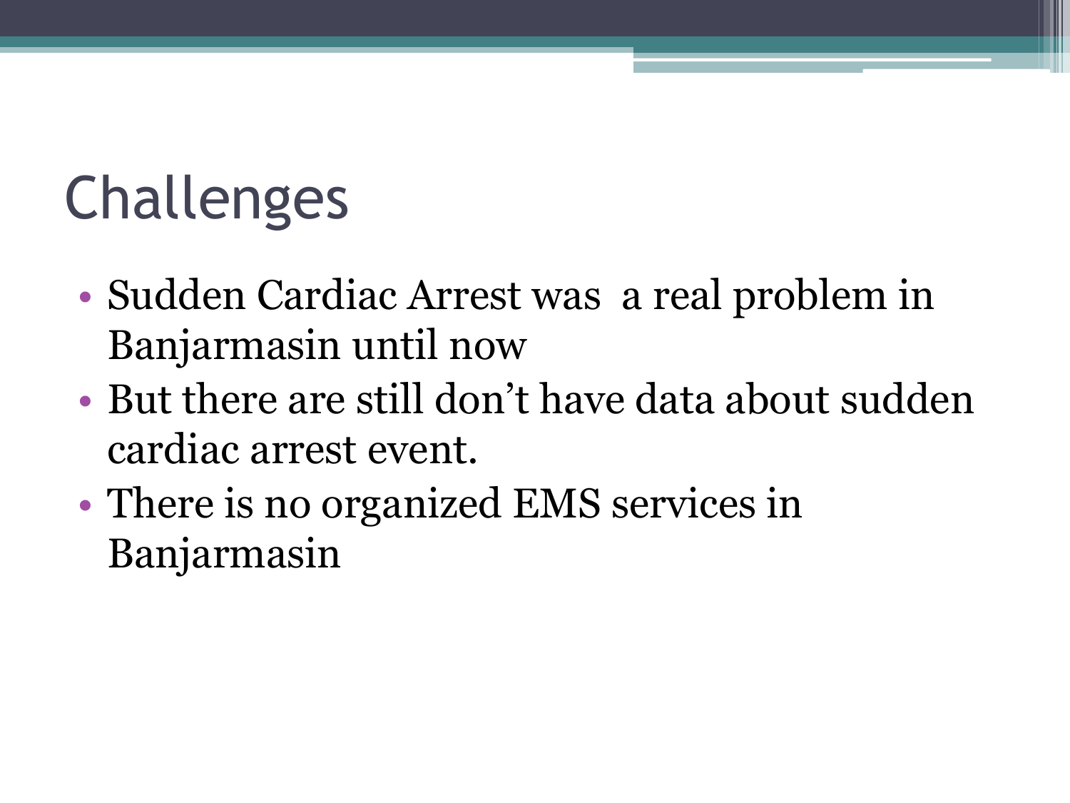# Challenges

- Sudden Cardiac Arrest was  a real problem in Banjarmasin until now
- But there are still don't have data about sudden cardiac arrest event.
- There is no organized EMS services in Banjarmasin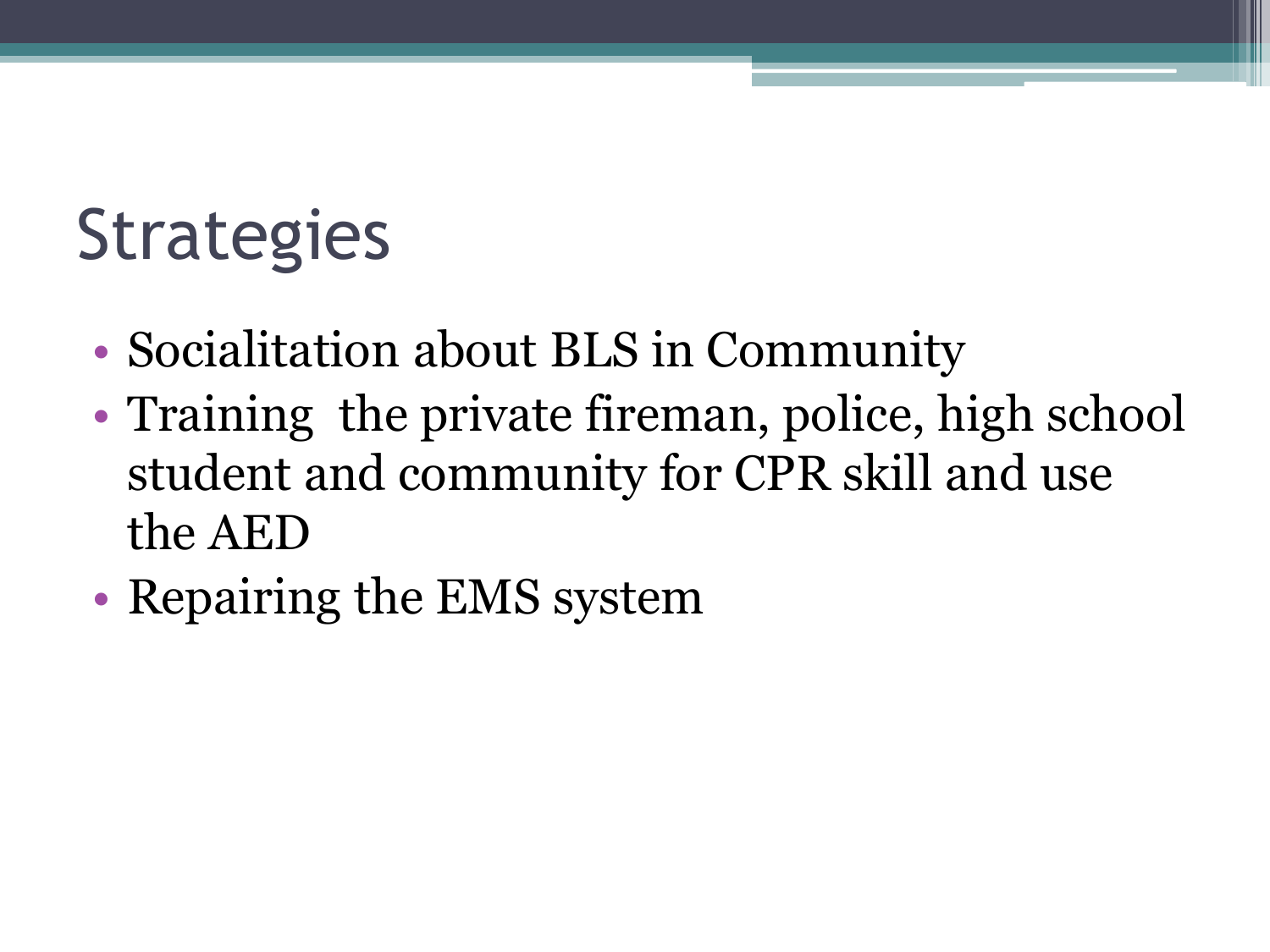# Strategies

- Socialitation about BLS in Community
- Training  the private fireman, police, high school student and community for CPR skill and use the AED
- Repairing the EMS system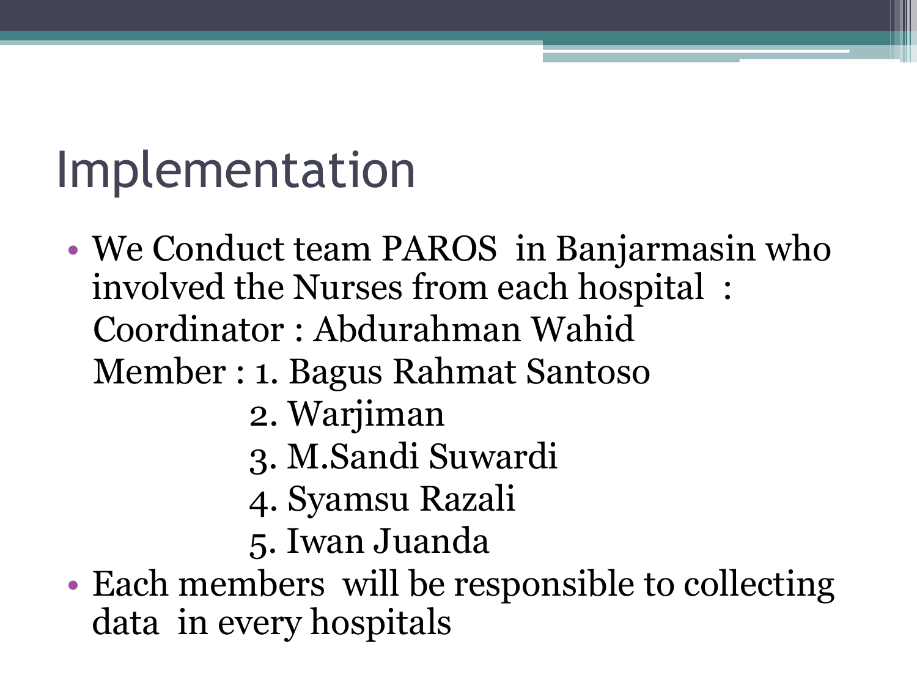# Implementation

- We Conduct team PAROS in Banjarmasin who involved the Nurses from each hospital :

  Coordinator : Abdurahman Wahid

  Member : 1. Bagus Rahmat Santoso

  2. Warjiman
  3. M.Sandi Suwardi
  4. Syamsu Razali
  5. Iwan Juanda

- Each members will be responsible to collecting data in every hospitals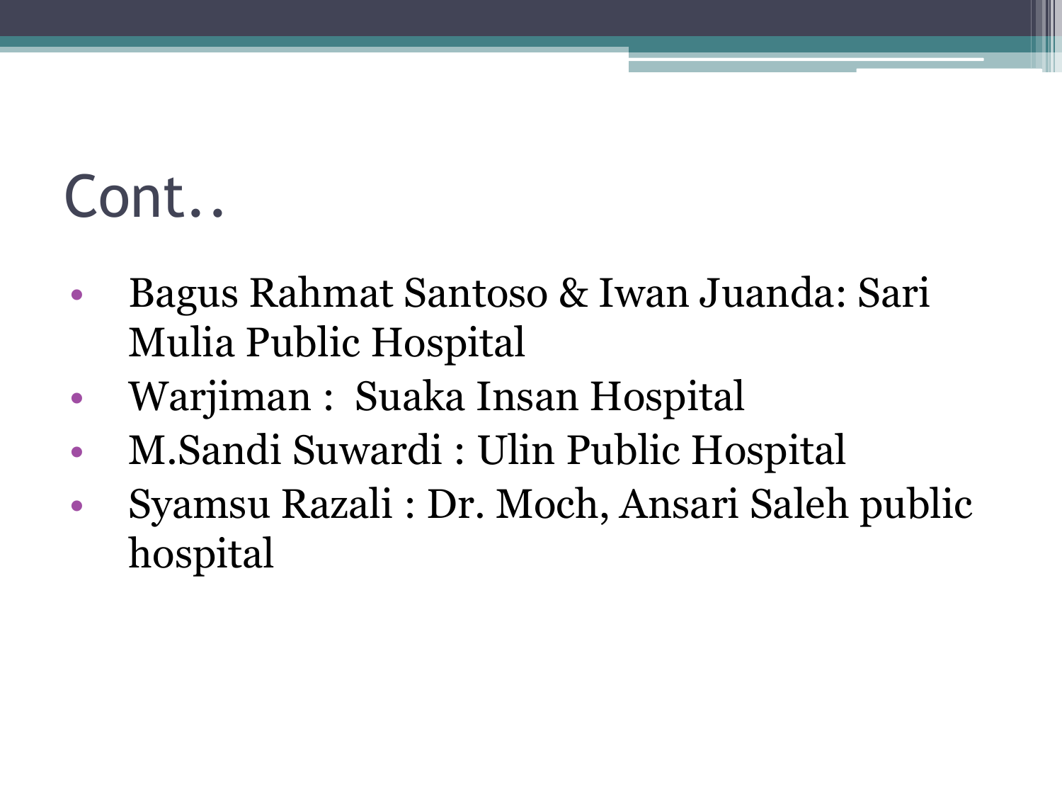# Cont..

- Bagus Rahmat Santoso & Iwan Juanda: Sari Mulia Public Hospital
- Warjiman :  Suaka Insan Hospital
- M.Sandi Suwardi : Ulin Public Hospital
- Syamsu Razali : Dr. Moch, Ansari Saleh public hospital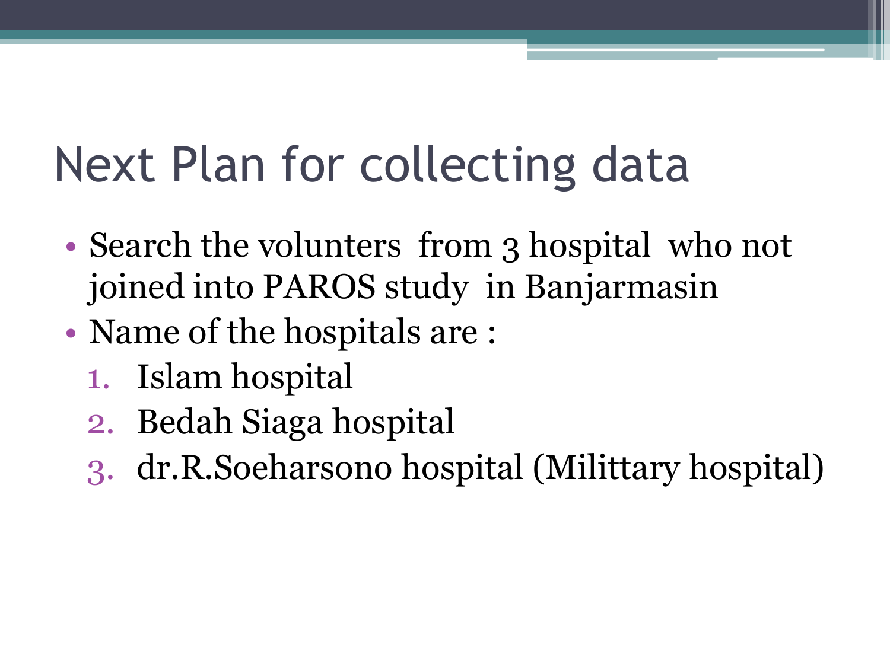# Next Plan for collecting data

- Search the volunters from 3 hospital who not joined into PAROS study in Banjarmasin
- Name of the hospitals are :
  1. Islam hospital
  2. Bedah Siaga hospital
  3. dr.R.Soeharsono hospital (Milittary hospital)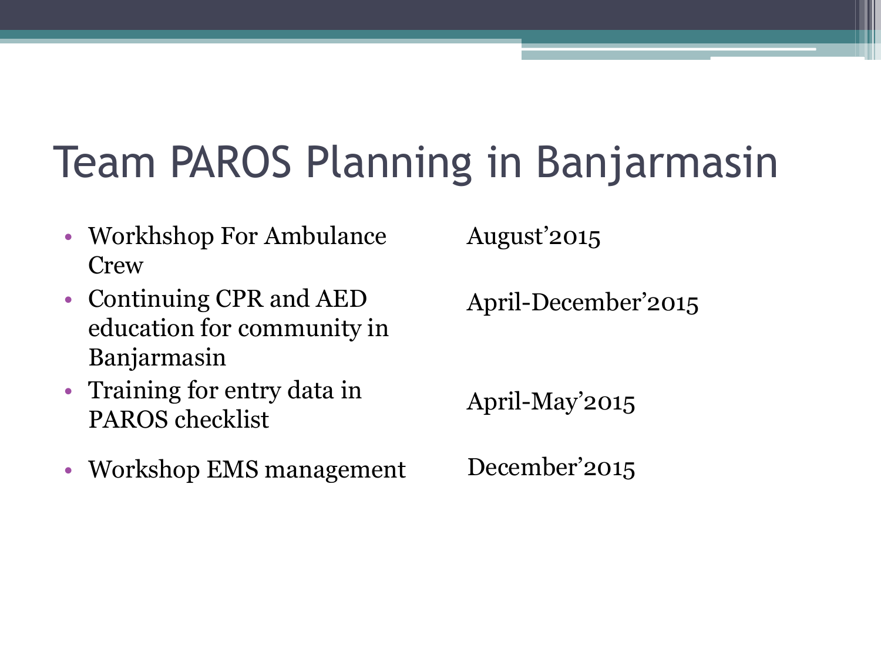# Team PAROS Planning in Banjarmasin

| | |
|---|---|
| • Workhshop For Ambulance Crew | August'2015 |
| • Continuing CPR and AED education for community in Banjarmasin | April-December'2015 |
| • Training for entry data in PAROS checklist | April-May'2015 |
| • Workshop EMS management | December'2015 |